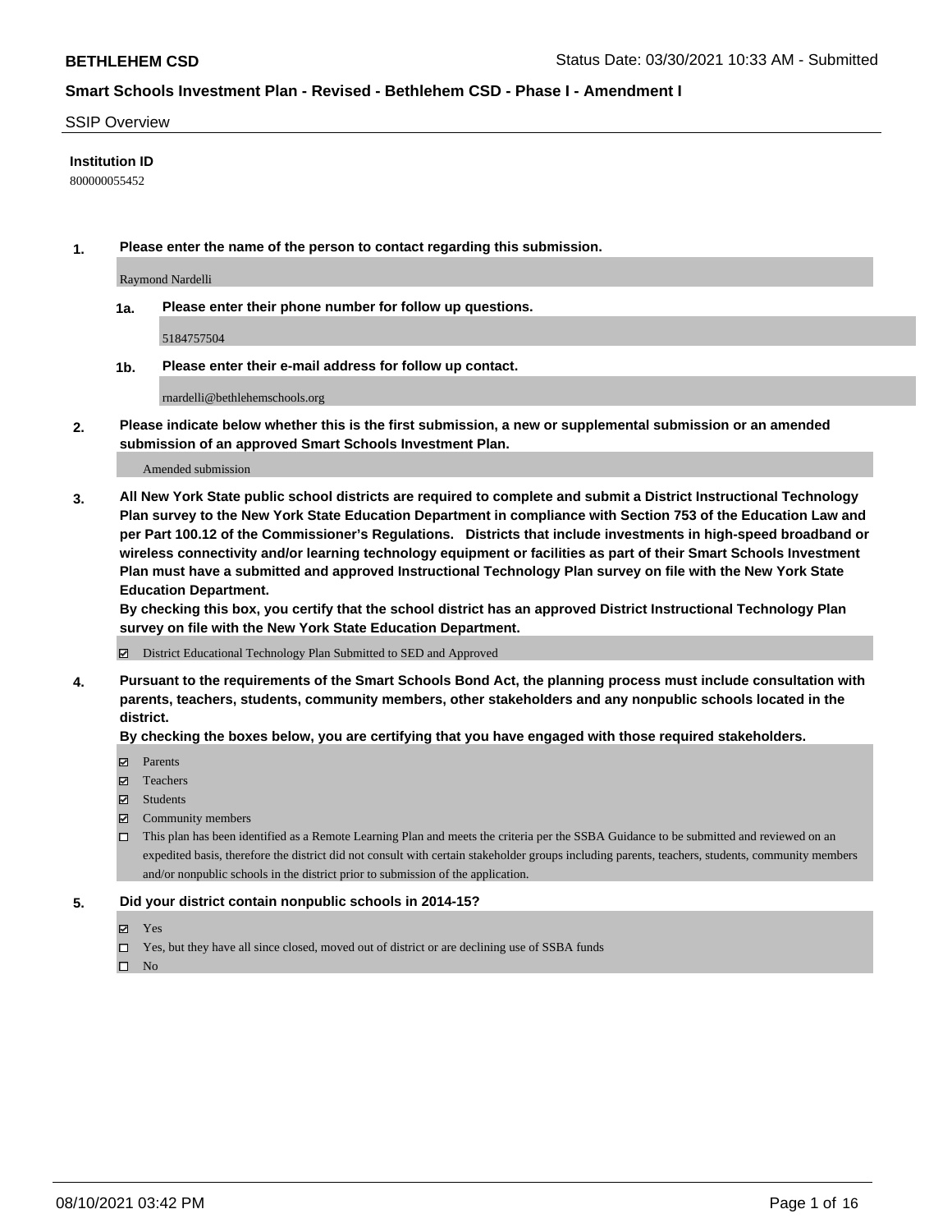**Smart Schools Investment Plan - Revised - Bethlehem CSD - Phase I - Amendment I**

SSIP Overview

**Institution ID**

800000055452

**1. Please enter the name of the person to contact regarding this submission.**

Raymond Nardelli

**1a. Please enter their phone number for follow up questions.**

5184757504

**1b. Please enter their e-mail address for follow up contact.**

rnardelli@bethlehemschools.org

**2. Please indicate below whether this is the first submission, a new or supplemental submission or an amended submission of an approved Smart Schools Investment Plan.**

Amended submission

**3. All New York State public school districts are required to complete and submit a District Instructional Technology Plan survey to the New York State Education Department in compliance with Section 753 of the Education Law and per Part 100.12 of the Commissioner's Regulations. Districts that include investments in high-speed broadband or wireless connectivity and/or learning technology equipment or facilities as part of their Smart Schools Investment Plan must have a submitted and approved Instructional Technology Plan survey on file with the New York State Education Department.**

**By checking this box, you certify that the school district has an approved District Instructional Technology Plan survey on file with the New York State Education Department.**

- [x] District Educational Technology Plan Submitted to SED and Approved

**4. Pursuant to the requirements of the Smart Schools Bond Act, the planning process must include consultation with parents, teachers, students, community members, other stakeholders and any nonpublic schools located in the district.**

**By checking the boxes below, you are certifying that you have engaged with those required stakeholders.**

- [x] Parents
- [x] Teachers
- [x] Students
- [x] Community members
- [ ] This plan has been identified as a Remote Learning Plan and meets the criteria per the SSBA Guidance to be submitted and reviewed on an expedited basis, therefore the district did not consult with certain stakeholder groups including parents, teachers, students, community members and/or nonpublic schools in the district prior to submission of the application.

**5. Did your district contain nonpublic schools in 2014-15?**

- [x] Yes
- [ ] Yes, but they have all since closed, moved out of district or are declining use of SSBA funds
- [ ] No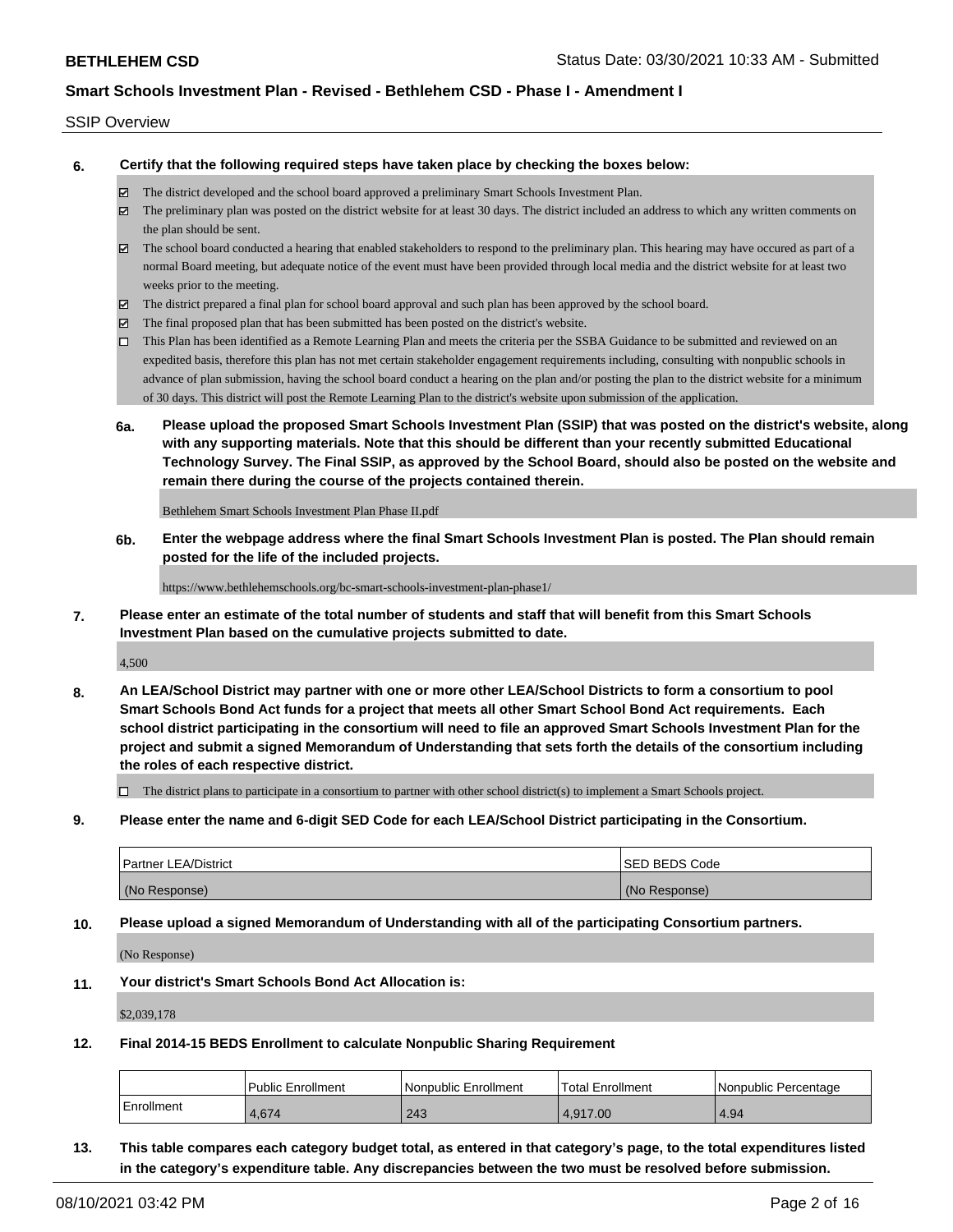SSIP Overview

**6. Certify that the following required steps have taken place by checking the boxes below:**

- ☑ The district developed and the school board approved a preliminary Smart Schools Investment Plan.
- ☑ The preliminary plan was posted on the district website for at least 30 days. The district included an address to which any written comments on the plan should be sent.
- ☑ The school board conducted a hearing that enabled stakeholders to respond to the preliminary plan. This hearing may have occured as part of a normal Board meeting, but adequate notice of the event must have been provided through local media and the district website for at least two weeks prior to the meeting.
- ☑ The district prepared a final plan for school board approval and such plan has been approved by the school board.
- ☑ The final proposed plan that has been submitted has been posted on the district's website.
- ☐ This Plan has been identified as a Remote Learning Plan and meets the criteria per the SSBA Guidance to be submitted and reviewed on an expedited basis, therefore this plan has not met certain stakeholder engagement requirements including, consulting with nonpublic schools in advance of plan submission, having the school board conduct a hearing on the plan and/or posting the plan to the district website for a minimum of 30 days. This district will post the Remote Learning Plan to the district's website upon submission of the application.

**6a. Please upload the proposed Smart Schools Investment Plan (SSIP) that was posted on the district's website, along with any supporting materials. Note that this should be different than your recently submitted Educational Technology Survey. The Final SSIP, as approved by the School Board, should also be posted on the website and remain there during the course of the projects contained therein.**

Bethlehem Smart Schools Investment Plan Phase II.pdf

**6b. Enter the webpage address where the final Smart Schools Investment Plan is posted. The Plan should remain posted for the life of the included projects.**

https://www.bethlehemschools.org/bc-smart-schools-investment-plan-phase1/

**7. Please enter an estimate of the total number of students and staff that will benefit from this Smart Schools Investment Plan based on the cumulative projects submitted to date.**

4,500

**8. An LEA/School District may partner with one or more other LEA/School Districts to form a consortium to pool Smart Schools Bond Act funds for a project that meets all other Smart School Bond Act requirements. Each school district participating in the consortium will need to file an approved Smart Schools Investment Plan for the project and submit a signed Memorandum of Understanding that sets forth the details of the consortium including the roles of each respective district.**

- ☐ The district plans to participate in a consortium to partner with other school district(s) to implement a Smart Schools project.

**9. Please enter the name and 6-digit SED Code for each LEA/School District participating in the Consortium.**

| Partner LEA/District | SED BEDS Code |
|---|---|
| (No Response) | (No Response) |

**10. Please upload a signed Memorandum of Understanding with all of the participating Consortium partners.**

(No Response)

**11. Your district's Smart Schools Bond Act Allocation is:**

$2,039,178

**12. Final 2014-15 BEDS Enrollment to calculate Nonpublic Sharing Requirement**

| | Public Enrollment | Nonpublic Enrollment | Total Enrollment | Nonpublic Percentage |
|---|---|---|---|---|
| Enrollment | 4,674 | 243 | 4,917.00 | 4.94 |

**13. This table compares each category budget total, as entered in that category's page, to the total expenditures listed in the category's expenditure table. Any discrepancies between the two must be resolved before submission.**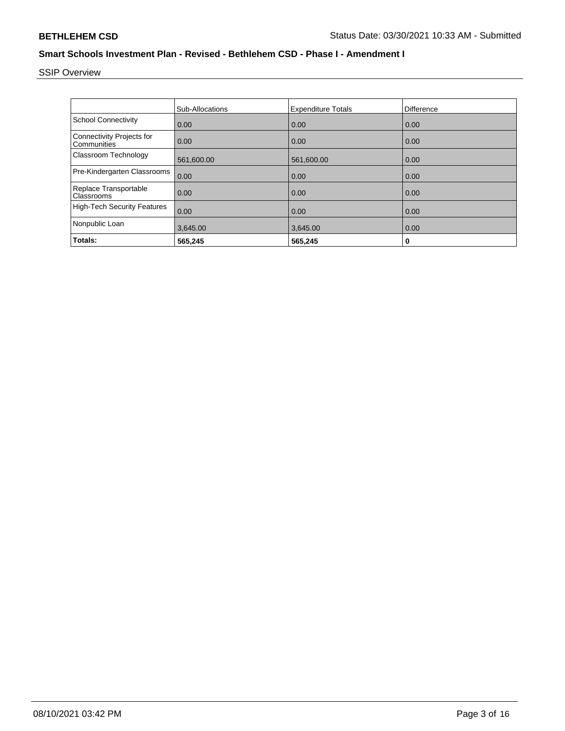**BETHLEHEM CSD** Status Date: 03/30/2021 10:33 AM - Submitted

## Smart Schools Investment Plan - Revised - Bethlehem CSD - Phase I - Amendment I

SSIP Overview

| | Sub-Allocations | Expenditure Totals | Difference |
|---|---|---|---|
| School Connectivity | 0.00 | 0.00 | 0.00 |
| Connectivity Projects for Communities | 0.00 | 0.00 | 0.00 |
| Classroom Technology | 561,600.00 | 561,600.00 | 0.00 |
| Pre-Kindergarten Classrooms | 0.00 | 0.00 | 0.00 |
| Replace Transportable Classrooms | 0.00 | 0.00 | 0.00 |
| High-Tech Security Features | 0.00 | 0.00 | 0.00 |
| Nonpublic Loan | 3,645.00 | 3,645.00 | 0.00 |
| **Totals:** | **565,245** | **565,245** | **0** |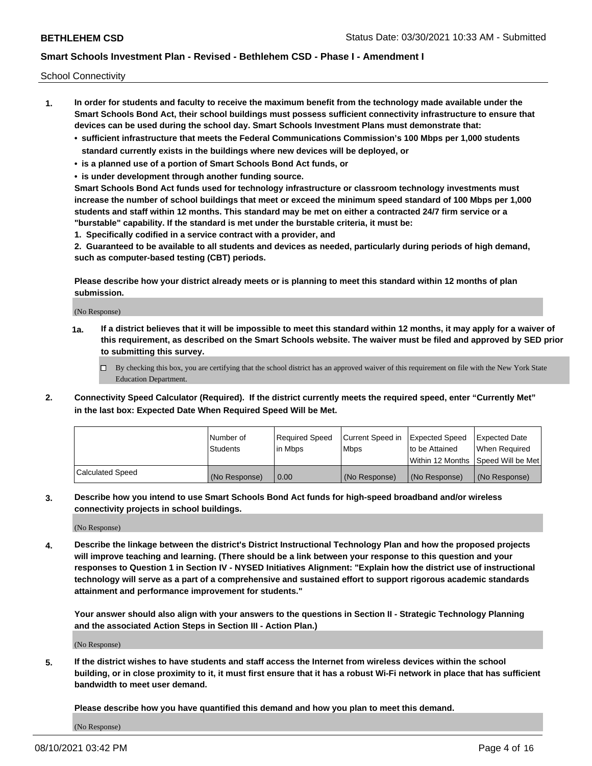School Connectivity

1. **In order for students and faculty to receive the maximum benefit from the technology made available under the Smart Schools Bond Act, their school buildings must possess sufficient connectivity infrastructure to ensure that devices can be used during the school day. Smart Schools Investment Plans must demonstrate that:**
   - **sufficient infrastructure that meets the Federal Communications Commission's 100 Mbps per 1,000 students standard currently exists in the buildings where new devices will be deployed, or**
   - **is a planned use of a portion of Smart Schools Bond Act funds, or**
   - **is under development through another funding source.**

   **Smart Schools Bond Act funds used for technology infrastructure or classroom technology investments must increase the number of school buildings that meet or exceed the minimum speed standard of 100 Mbps per 1,000 students and staff within 12 months. This standard may be met on either a contracted 24/7 firm service or a "burstable" capability. If the standard is met under the burstable criteria, it must be:**

   **1. Specifically codified in a service contract with a provider, and**

   **2. Guaranteed to be available to all students and devices as needed, particularly during periods of high demand, such as computer-based testing (CBT) periods.**

   **Please describe how your district already meets or is planning to meet this standard within 12 months of plan submission.**

   (No Response)

   **1a. If a district believes that it will be impossible to meet this standard within 12 months, it may apply for a waiver of this requirement, as described on the Smart Schools website. The waiver must be filed and approved by SED prior to submitting this survey.**

   ☐ By checking this box, you are certifying that the school district has an approved waiver of this requirement on file with the New York State Education Department.

2. **Connectivity Speed Calculator (Required). If the district currently meets the required speed, enter "Currently Met" in the last box: Expected Date When Required Speed Will be Met.**

| | Number of Students | Required Speed in Mbps | Current Speed in Mbps | Expected Speed to be Attained Within 12 Months | Expected Date When Required Speed Will be Met |
|---|---|---|---|---|---|
| Calculated Speed | (No Response) | 0.00 | (No Response) | (No Response) | (No Response) |

3. **Describe how you intend to use Smart Schools Bond Act funds for high-speed broadband and/or wireless connectivity projects in school buildings.**

   (No Response)

4. **Describe the linkage between the district's District Instructional Technology Plan and how the proposed projects will improve teaching and learning. (There should be a link between your response to this question and your responses to Question 1 in Section IV - NYSED Initiatives Alignment: "Explain how the district use of instructional technology will serve as a part of a comprehensive and sustained effort to support rigorous academic standards attainment and performance improvement for students."**

   **Your answer should also align with your answers to the questions in Section II - Strategic Technology Planning and the associated Action Steps in Section III - Action Plan.)**

   (No Response)

5. **If the district wishes to have students and staff access the Internet from wireless devices within the school building, or in close proximity to it, it must first ensure that it has a robust Wi-Fi network in place that has sufficient bandwidth to meet user demand.**

   **Please describe how you have quantified this demand and how you plan to meet this demand.**

   (No Response)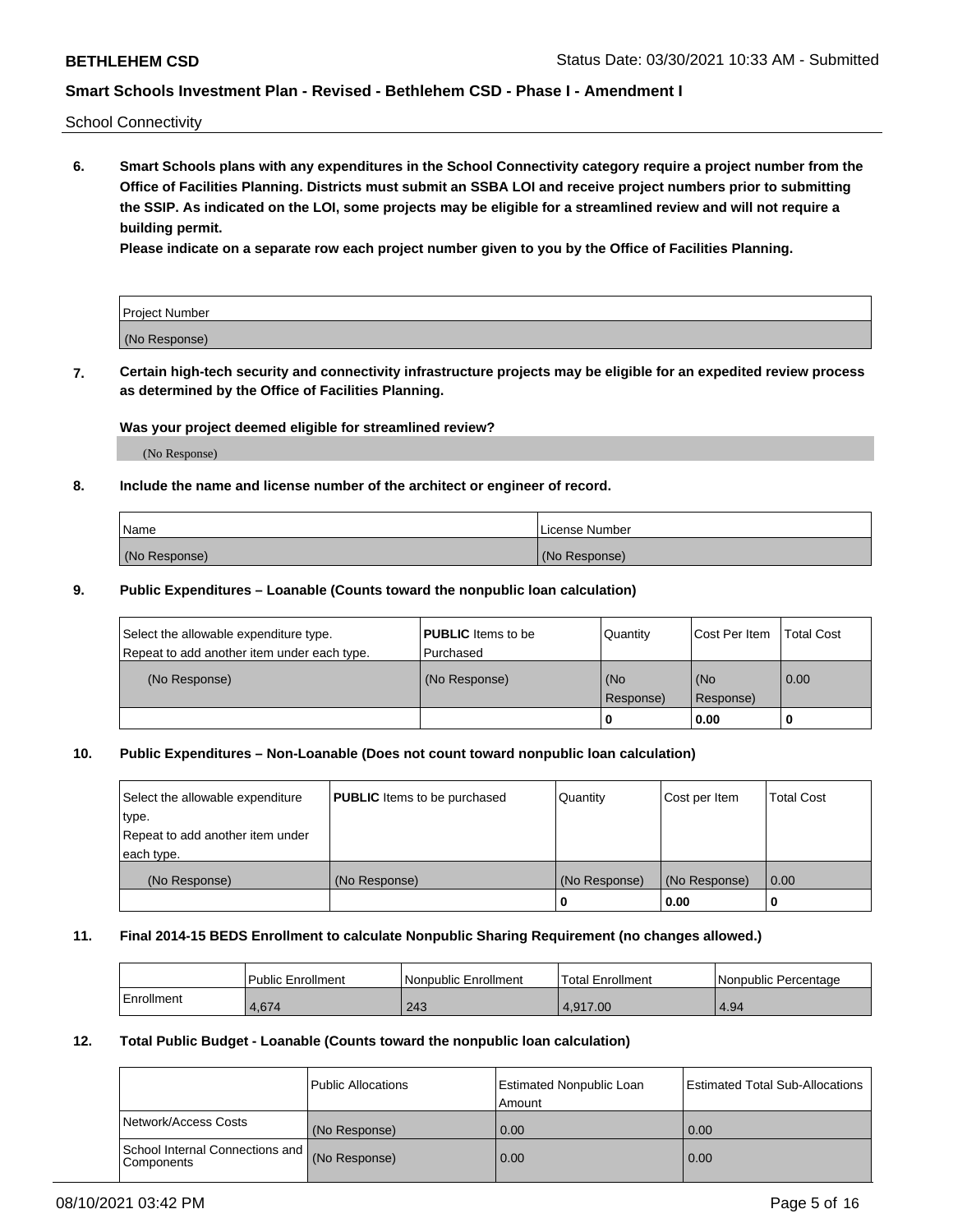School Connectivity

**6. Smart Schools plans with any expenditures in the School Connectivity category require a project number from the Office of Facilities Planning. Districts must submit an SSBA LOI and receive project numbers prior to submitting the SSIP. As indicated on the LOI, some projects may be eligible for a streamlined review and will not require a building permit.**

**Please indicate on a separate row each project number given to you by the Office of Facilities Planning.**

| Project Number |
| --- |
| (No Response) |

**7. Certain high-tech security and connectivity infrastructure projects may be eligible for an expedited review process as determined by the Office of Facilities Planning.**

**Was your project deemed eligible for streamlined review?**

(No Response)

**8. Include the name and license number of the architect or engineer of record.**

| Name | License Number |
| --- | --- |
| (No Response) | (No Response) |

**9. Public Expenditures – Loanable (Counts toward the nonpublic loan calculation)**

| Select the allowable expenditure type. Repeat to add another item under each type. | **PUBLIC** Items to be Purchased | Quantity | Cost Per Item | Total Cost |
| --- | --- | --- | --- | --- |
| (No Response) | (No Response) | (No Response) | (No Response) | 0.00 |
| | | 0 | 0.00 | 0 |

**10. Public Expenditures – Non-Loanable (Does not count toward nonpublic loan calculation)**

| Select the allowable expenditure type. Repeat to add another item under each type. | **PUBLIC** Items to be purchased | Quantity | Cost per Item | Total Cost |
| --- | --- | --- | --- | --- |
| (No Response) | (No Response) | (No Response) | (No Response) | 0.00 |
| | | 0 | 0.00 | 0 |

**11. Final 2014-15 BEDS Enrollment to calculate Nonpublic Sharing Requirement (no changes allowed.)**

| | Public Enrollment | Nonpublic Enrollment | Total Enrollment | Nonpublic Percentage |
| --- | --- | --- | --- | --- |
| Enrollment | 4,674 | 243 | 4,917.00 | 4.94 |

**12. Total Public Budget - Loanable (Counts toward the nonpublic loan calculation)**

| | Public Allocations | Estimated Nonpublic Loan Amount | Estimated Total Sub-Allocations |
| --- | --- | --- | --- |
| Network/Access Costs | (No Response) | 0.00 | 0.00 |
| School Internal Connections and Components | (No Response) | 0.00 | 0.00 |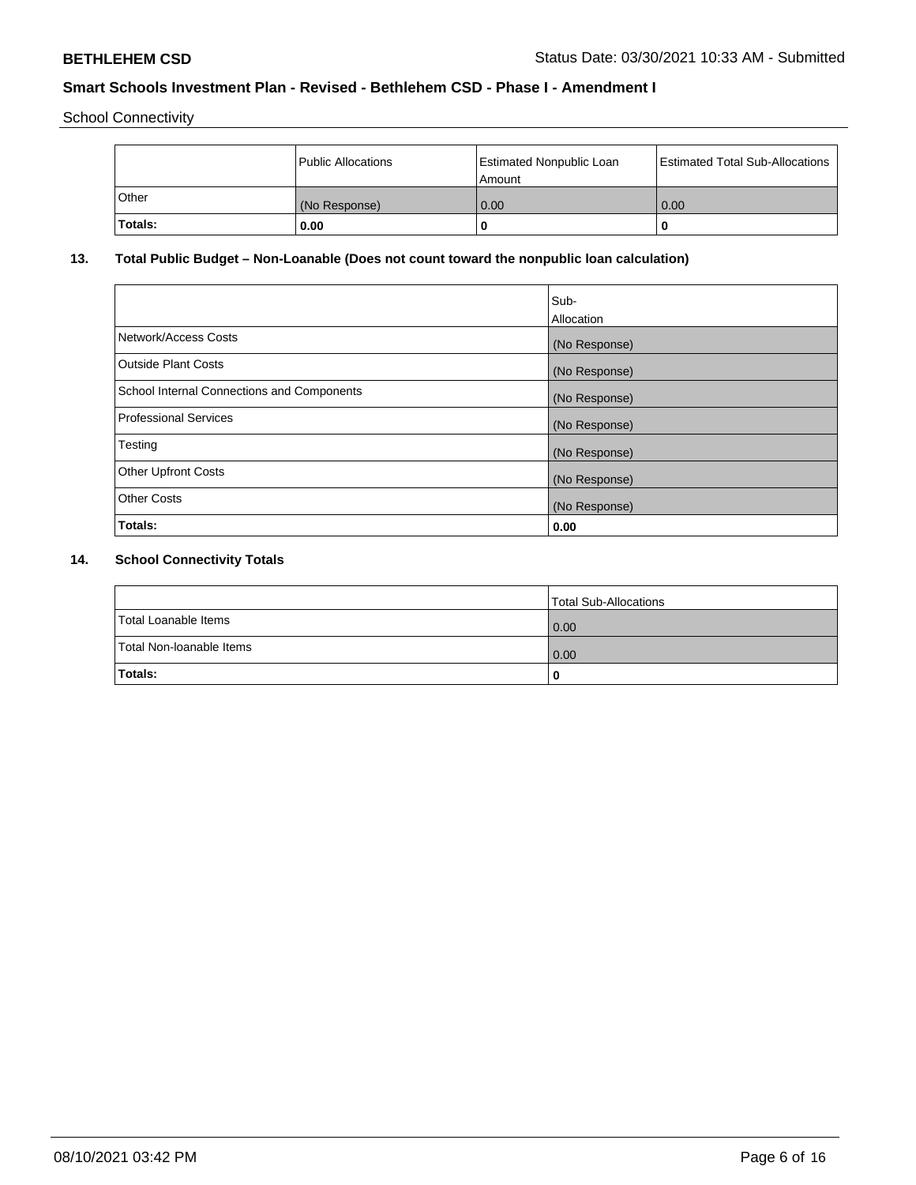School Connectivity

| | Public Allocations | Estimated Nonpublic Loan Amount | Estimated Total Sub-Allocations |
|---|---|---|---|
| Other | (No Response) | 0.00 | 0.00 |
| **Totals:** | **0.00** | **0** | **0** |

**13. Total Public Budget – Non-Loanable (Does not count toward the nonpublic loan calculation)**

| | Sub-Allocation |
|---|---|
| Network/Access Costs | (No Response) |
| Outside Plant Costs | (No Response) |
| School Internal Connections and Components | (No Response) |
| Professional Services | (No Response) |
| Testing | (No Response) |
| Other Upfront Costs | (No Response) |
| Other Costs | (No Response) |
| **Totals:** | **0.00** |

**14. School Connectivity Totals**

| | Total Sub-Allocations |
|---|---|
| Total Loanable Items | 0.00 |
| Total Non-loanable Items | 0.00 |
| **Totals:** | **0** |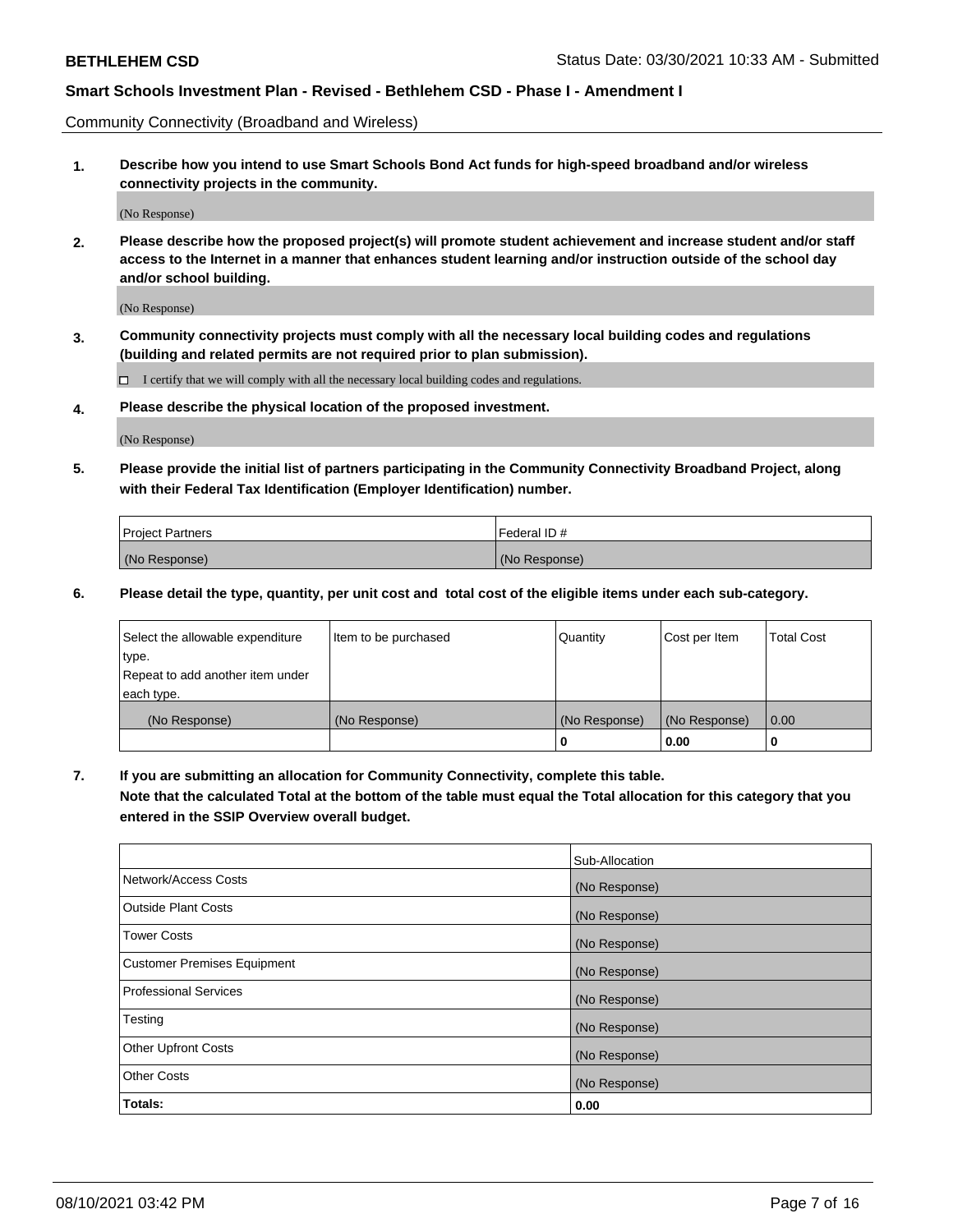Community Connectivity (Broadband and Wireless)

**1. Describe how you intend to use Smart Schools Bond Act funds for high-speed broadband and/or wireless connectivity projects in the community.**

(No Response)

**2. Please describe how the proposed project(s) will promote student achievement and increase student and/or staff access to the Internet in a manner that enhances student learning and/or instruction outside of the school day and/or school building.**

(No Response)

**3. Community connectivity projects must comply with all the necessary local building codes and regulations (building and related permits are not required prior to plan submission).**

☐ I certify that we will comply with all the necessary local building codes and regulations.

**4. Please describe the physical location of the proposed investment.**

(No Response)

**5. Please provide the initial list of partners participating in the Community Connectivity Broadband Project, along with their Federal Tax Identification (Employer Identification) number.**

| Project Partners | Federal ID # |
|---|---|
| (No Response) | (No Response) |

**6. Please detail the type, quantity, per unit cost and total cost of the eligible items under each sub-category.**

| Select the allowable expenditure type. Repeat to add another item under each type. | Item to be purchased | Quantity | Cost per Item | Total Cost |
|---|---|---|---|---|
| (No Response) | (No Response) | (No Response) | (No Response) | 0.00 |
| | | **0** | **0.00** | **0** |

**7. If you are submitting an allocation for Community Connectivity, complete this table. Note that the calculated Total at the bottom of the table must equal the Total allocation for this category that you entered in the SSIP Overview overall budget.**

| | Sub-Allocation |
|---|---|
| Network/Access Costs | (No Response) |
| Outside Plant Costs | (No Response) |
| Tower Costs | (No Response) |
| Customer Premises Equipment | (No Response) |
| Professional Services | (No Response) |
| Testing | (No Response) |
| Other Upfront Costs | (No Response) |
| Other Costs | (No Response) |
| **Totals:** | **0.00** |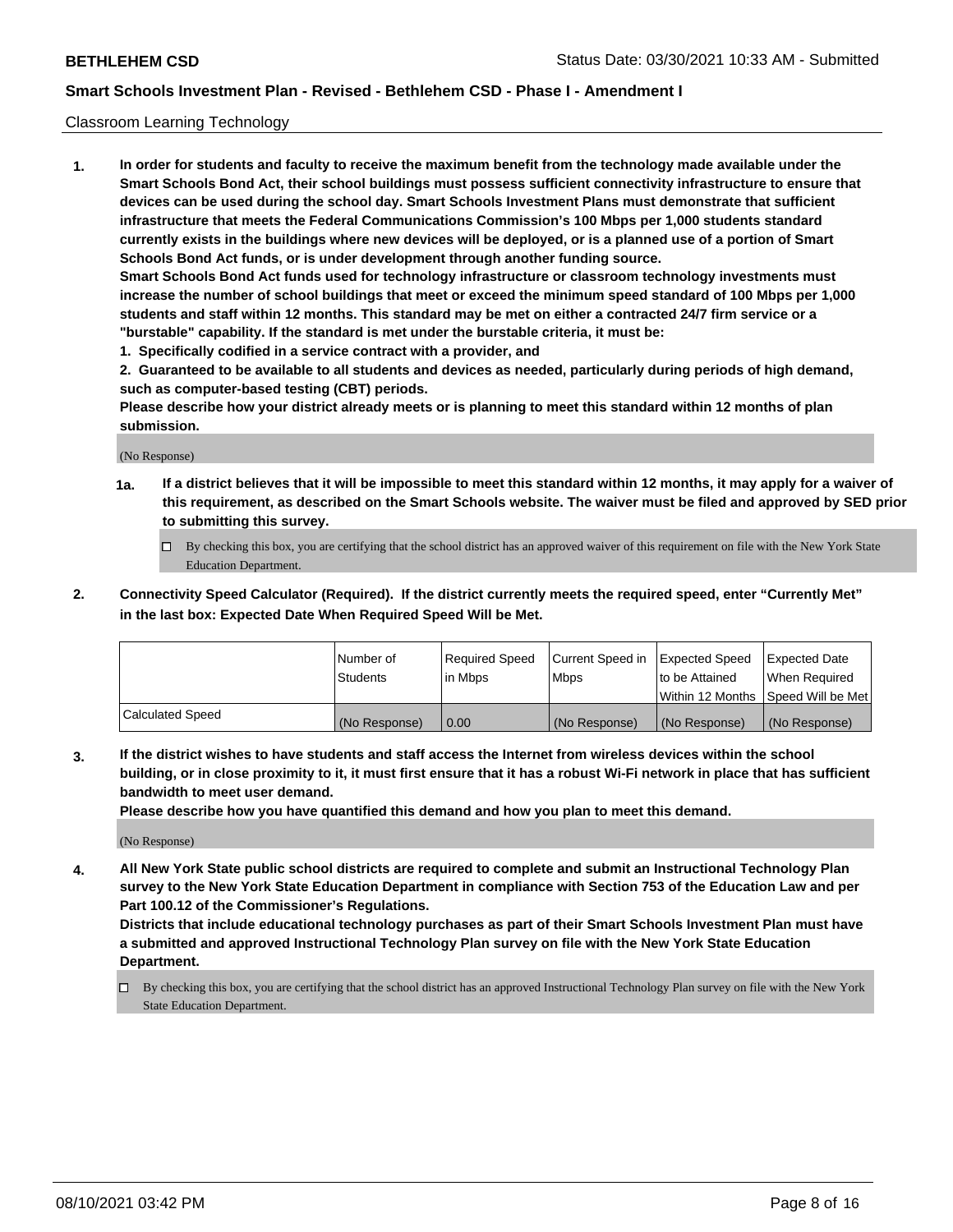Classroom Learning Technology

1. **In order for students and faculty to receive the maximum benefit from the technology made available under the Smart Schools Bond Act, their school buildings must possess sufficient connectivity infrastructure to ensure that devices can be used during the school day. Smart Schools Investment Plans must demonstrate that sufficient infrastructure that meets the Federal Communications Commission's 100 Mbps per 1,000 students standard currently exists in the buildings where new devices will be deployed, or is a planned use of a portion of Smart Schools Bond Act funds, or is under development through another funding source.**

   **Smart Schools Bond Act funds used for technology infrastructure or classroom technology investments must increase the number of school buildings that meet or exceed the minimum speed standard of 100 Mbps per 1,000 students and staff within 12 months. This standard may be met on either a contracted 24/7 firm service or a "burstable" capability. If the standard is met under the burstable criteria, it must be:**

   **1. Specifically codified in a service contract with a provider, and**

   **2. Guaranteed to be available to all students and devices as needed, particularly during periods of high demand, such as computer-based testing (CBT) periods.**

   **Please describe how your district already meets or is planning to meet this standard within 12 months of plan submission.**

   (No Response)

   **1a. If a district believes that it will be impossible to meet this standard within 12 months, it may apply for a waiver of this requirement, as described on the Smart Schools website. The waiver must be filed and approved by SED prior to submitting this survey.**

   ☐ By checking this box, you are certifying that the school district has an approved waiver of this requirement on file with the New York State Education Department.

2. **Connectivity Speed Calculator (Required). If the district currently meets the required speed, enter "Currently Met" in the last box: Expected Date When Required Speed Will be Met.**

|  | Number of Students | Required Speed in Mbps | Current Speed in Mbps | Expected Speed to be Attained Within 12 Months | Expected Date When Required Speed Will be Met |
|---|---|---|---|---|---|
| Calculated Speed | (No Response) | 0.00 | (No Response) | (No Response) | (No Response) |

3. **If the district wishes to have students and staff access the Internet from wireless devices within the school building, or in close proximity to it, it must first ensure that it has a robust Wi-Fi network in place that has sufficient bandwidth to meet user demand.**

   **Please describe how you have quantified this demand and how you plan to meet this demand.**

   (No Response)

4. **All New York State public school districts are required to complete and submit an Instructional Technology Plan survey to the New York State Education Department in compliance with Section 753 of the Education Law and per Part 100.12 of the Commissioner's Regulations.**

   **Districts that include educational technology purchases as part of their Smart Schools Investment Plan must have a submitted and approved Instructional Technology Plan survey on file with the New York State Education Department.**

   ☐ By checking this box, you are certifying that the school district has an approved Instructional Technology Plan survey on file with the New York State Education Department.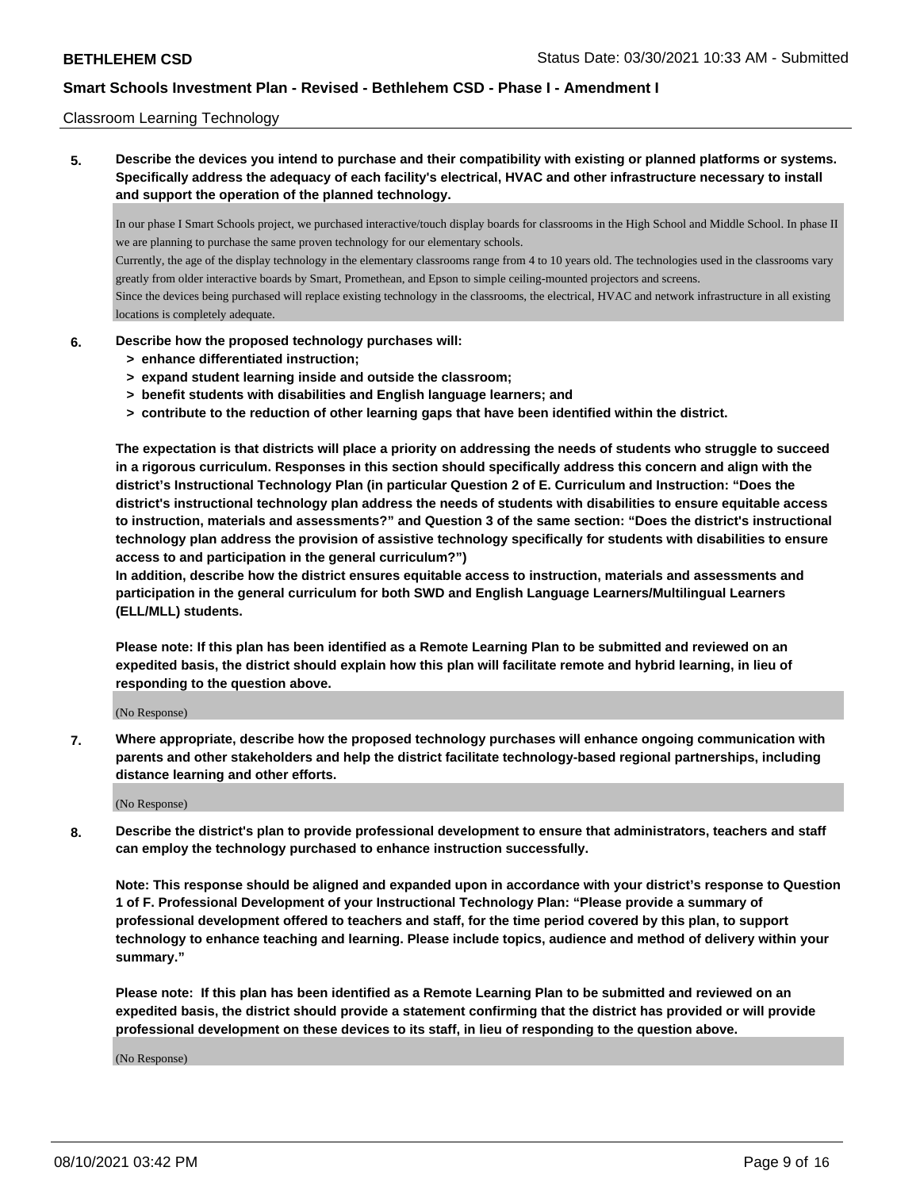Classroom Learning Technology

**5. Describe the devices you intend to purchase and their compatibility with existing or planned platforms or systems. Specifically address the adequacy of each facility's electrical, HVAC and other infrastructure necessary to install and support the operation of the planned technology.**

In our phase I Smart Schools project, we purchased interactive/touch display boards for classrooms in the High School and Middle School. In phase II we are planning to purchase the same proven technology for our elementary schools.
Currently, the age of the display technology in the elementary classrooms range from 4 to 10 years old. The technologies used in the classrooms vary greatly from older interactive boards by Smart, Promethean, and Epson to simple ceiling-mounted projectors and screens.
Since the devices being purchased will replace existing technology in the classrooms, the electrical, HVAC and network infrastructure in all existing locations is completely adequate.

**6. Describe how the proposed technology purchases will:**
- **> enhance differentiated instruction;**
- **> expand student learning inside and outside the classroom;**
- **> benefit students with disabilities and English language learners; and**
- **> contribute to the reduction of other learning gaps that have been identified within the district.**

**The expectation is that districts will place a priority on addressing the needs of students who struggle to succeed in a rigorous curriculum. Responses in this section should specifically address this concern and align with the district's Instructional Technology Plan (in particular Question 2 of E. Curriculum and Instruction: "Does the district's instructional technology plan address the needs of students with disabilities to ensure equitable access to instruction, materials and assessments?" and Question 3 of the same section: "Does the district's instructional technology plan address the provision of assistive technology specifically for students with disabilities to ensure access to and participation in the general curriculum?")**
**In addition, describe how the district ensures equitable access to instruction, materials and assessments and participation in the general curriculum for both SWD and English Language Learners/Multilingual Learners (ELL/MLL) students.**

**Please note: If this plan has been identified as a Remote Learning Plan to be submitted and reviewed on an expedited basis, the district should explain how this plan will facilitate remote and hybrid learning, in lieu of responding to the question above.**

(No Response)

**7. Where appropriate, describe how the proposed technology purchases will enhance ongoing communication with parents and other stakeholders and help the district facilitate technology-based regional partnerships, including distance learning and other efforts.**

(No Response)

**8. Describe the district's plan to provide professional development to ensure that administrators, teachers and staff can employ the technology purchased to enhance instruction successfully.**

**Note: This response should be aligned and expanded upon in accordance with your district's response to Question 1 of F. Professional Development of your Instructional Technology Plan: "Please provide a summary of professional development offered to teachers and staff, for the time period covered by this plan, to support technology to enhance teaching and learning. Please include topics, audience and method of delivery within your summary."**

**Please note: If this plan has been identified as a Remote Learning Plan to be submitted and reviewed on an expedited basis, the district should provide a statement confirming that the district has provided or will provide professional development on these devices to its staff, in lieu of responding to the question above.**

(No Response)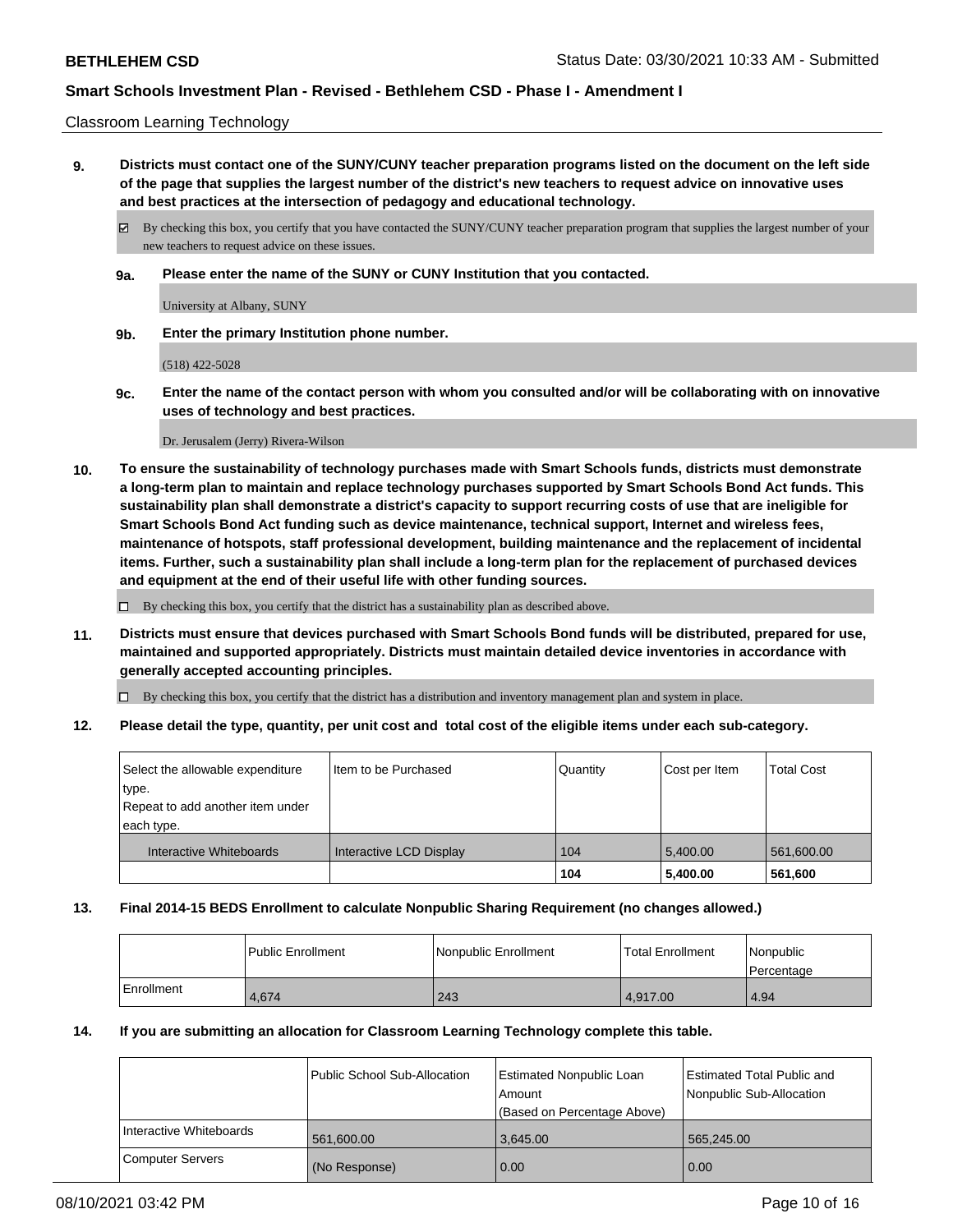Classroom Learning Technology

**9. Districts must contact one of the SUNY/CUNY teacher preparation programs listed on the document on the left side of the page that supplies the largest number of the district's new teachers to request advice on innovative uses and best practices at the intersection of pedagogy and educational technology.**

☑ By checking this box, you certify that you have contacted the SUNY/CUNY teacher preparation program that supplies the largest number of your new teachers to request advice on these issues.

**9a. Please enter the name of the SUNY or CUNY Institution that you contacted.**

University at Albany, SUNY

**9b. Enter the primary Institution phone number.**

(518) 422-5028

**9c. Enter the name of the contact person with whom you consulted and/or will be collaborating with on innovative uses of technology and best practices.**

Dr. Jerusalem (Jerry) Rivera-Wilson

**10. To ensure the sustainability of technology purchases made with Smart Schools funds, districts must demonstrate a long-term plan to maintain and replace technology purchases supported by Smart Schools Bond Act funds. This sustainability plan shall demonstrate a district's capacity to support recurring costs of use that are ineligible for Smart Schools Bond Act funding such as device maintenance, technical support, Internet and wireless fees, maintenance of hotspots, staff professional development, building maintenance and the replacement of incidental items. Further, such a sustainability plan shall include a long-term plan for the replacement of purchased devices and equipment at the end of their useful life with other funding sources.**

☐ By checking this box, you certify that the district has a sustainability plan as described above.

**11. Districts must ensure that devices purchased with Smart Schools Bond funds will be distributed, prepared for use, maintained and supported appropriately. Districts must maintain detailed device inventories in accordance with generally accepted accounting principles.**

☐ By checking this box, you certify that the district has a distribution and inventory management plan and system in place.

**12. Please detail the type, quantity, per unit cost and total cost of the eligible items under each sub-category.**

| Select the allowable expenditure type. Repeat to add another item under each type. | Item to be Purchased | Quantity | Cost per Item | Total Cost |
|---|---|---|---|---|
| Interactive Whiteboards | Interactive LCD Display | 104 | 5,400.00 | 561,600.00 |
| | | 104 | 5,400.00 | 561,600 |

**13. Final 2014-15 BEDS Enrollment to calculate Nonpublic Sharing Requirement (no changes allowed.)**

| | Public Enrollment | Nonpublic Enrollment | Total Enrollment | Nonpublic Percentage |
|---|---|---|---|---|
| Enrollment | 4,674 | 243 | 4,917.00 | 4.94 |

**14. If you are submitting an allocation for Classroom Learning Technology complete this table.**

| | Public School Sub-Allocation | Estimated Nonpublic Loan Amount (Based on Percentage Above) | Estimated Total Public and Nonpublic Sub-Allocation |
|---|---|---|---|
| Interactive Whiteboards | 561,600.00 | 3,645.00 | 565,245.00 |
| Computer Servers | (No Response) | 0.00 | 0.00 |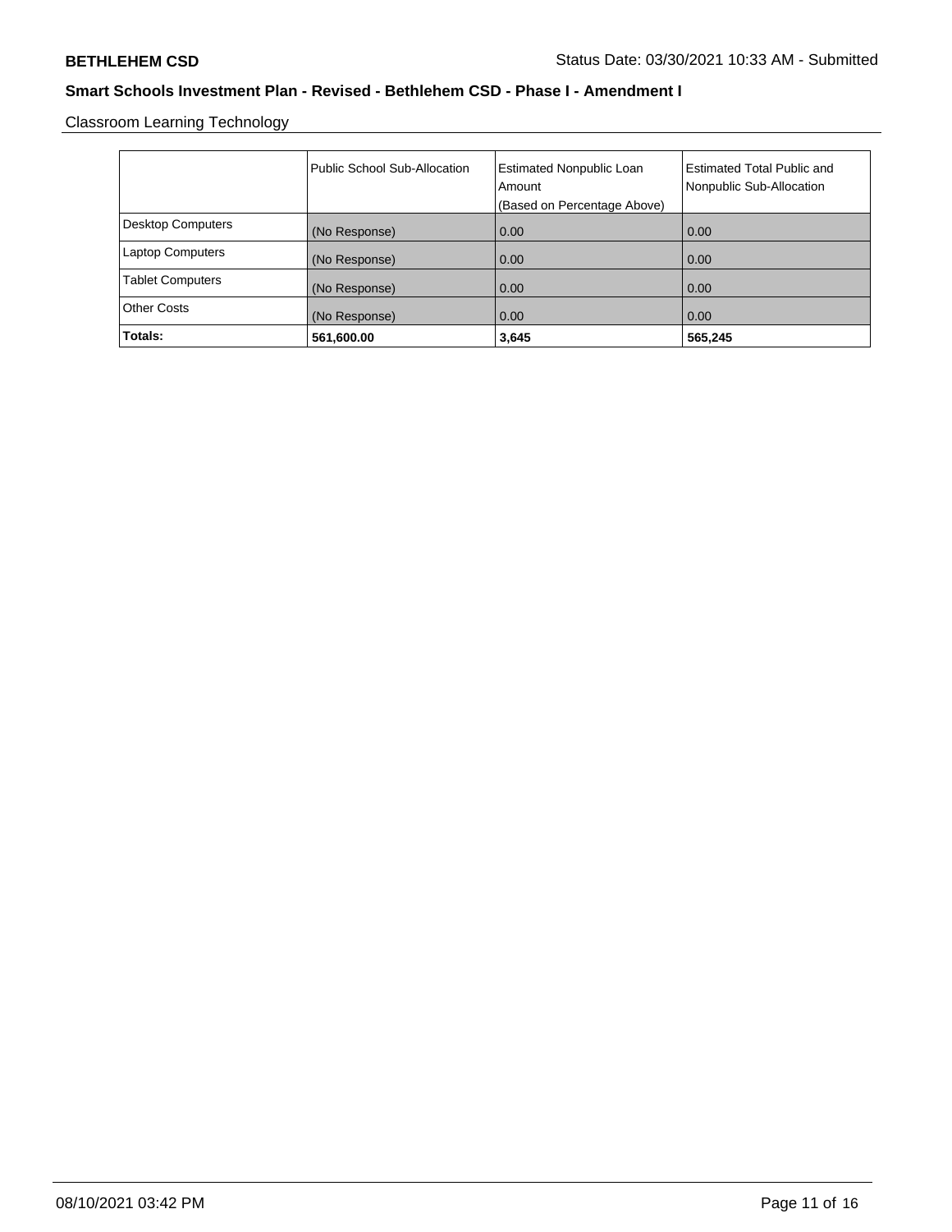**BETHLEHEM CSD**

**Smart Schools Investment Plan - Revised - Bethlehem CSD - Phase I - Amendment I**

Classroom Learning Technology

| | Public School Sub-Allocation | Estimated Nonpublic Loan Amount (Based on Percentage Above) | Estimated Total Public and Nonpublic Sub-Allocation |
|---|---|---|---|
| Desktop Computers | (No Response) | 0.00 | 0.00 |
| Laptop Computers | (No Response) | 0.00 | 0.00 |
| Tablet Computers | (No Response) | 0.00 | 0.00 |
| Other Costs | (No Response) | 0.00 | 0.00 |
| **Totals:** | **561,600.00** | **3,645** | **565,245** |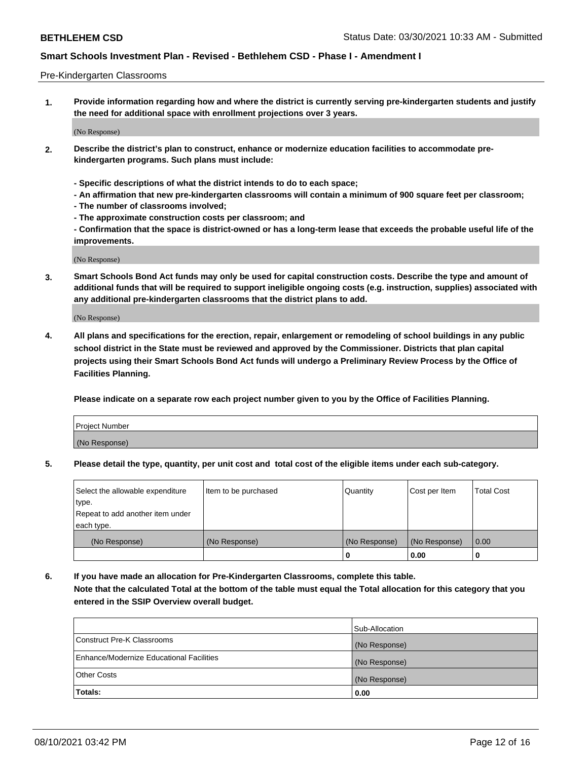Pre-Kindergarten Classrooms

**1. Provide information regarding how and where the district is currently serving pre-kindergarten students and justify the need for additional space with enrollment projections over 3 years.**

(No Response)

**2. Describe the district's plan to construct, enhance or modernize education facilities to accommodate pre-kindergarten programs. Such plans must include:**

**- Specific descriptions of what the district intends to do to each space;**
**- An affirmation that new pre-kindergarten classrooms will contain a minimum of 900 square feet per classroom;**
**- The number of classrooms involved;**
**- The approximate construction costs per classroom; and**
**- Confirmation that the space is district-owned or has a long-term lease that exceeds the probable useful life of the improvements.**

(No Response)

**3. Smart Schools Bond Act funds may only be used for capital construction costs. Describe the type and amount of additional funds that will be required to support ineligible ongoing costs (e.g. instruction, supplies) associated with any additional pre-kindergarten classrooms that the district plans to add.**

(No Response)

**4. All plans and specifications for the erection, repair, enlargement or remodeling of school buildings in any public school district in the State must be reviewed and approved by the Commissioner. Districts that plan capital projects using their Smart Schools Bond Act funds will undergo a Preliminary Review Process by the Office of Facilities Planning.**

**Please indicate on a separate row each project number given to you by the Office of Facilities Planning.**

| Project Number |
|---|
| (No Response) |

**5. Please detail the type, quantity, per unit cost and total cost of the eligible items under each sub-category.**

| Select the allowable expenditure type. Repeat to add another item under each type. | Item to be purchased | Quantity | Cost per Item | Total Cost |
|---|---|---|---|---|
| (No Response) | (No Response) | (No Response) | (No Response) | 0.00 |
| | | 0 | 0.00 | 0 |

**6. If you have made an allocation for Pre-Kindergarten Classrooms, complete this table.**
**Note that the calculated Total at the bottom of the table must equal the Total allocation for this category that you entered in the SSIP Overview overall budget.**

| | Sub-Allocation |
|---|---|
| Construct Pre-K Classrooms | (No Response) |
| Enhance/Modernize Educational Facilities | (No Response) |
| Other Costs | (No Response) |
| **Totals:** | **0.00** |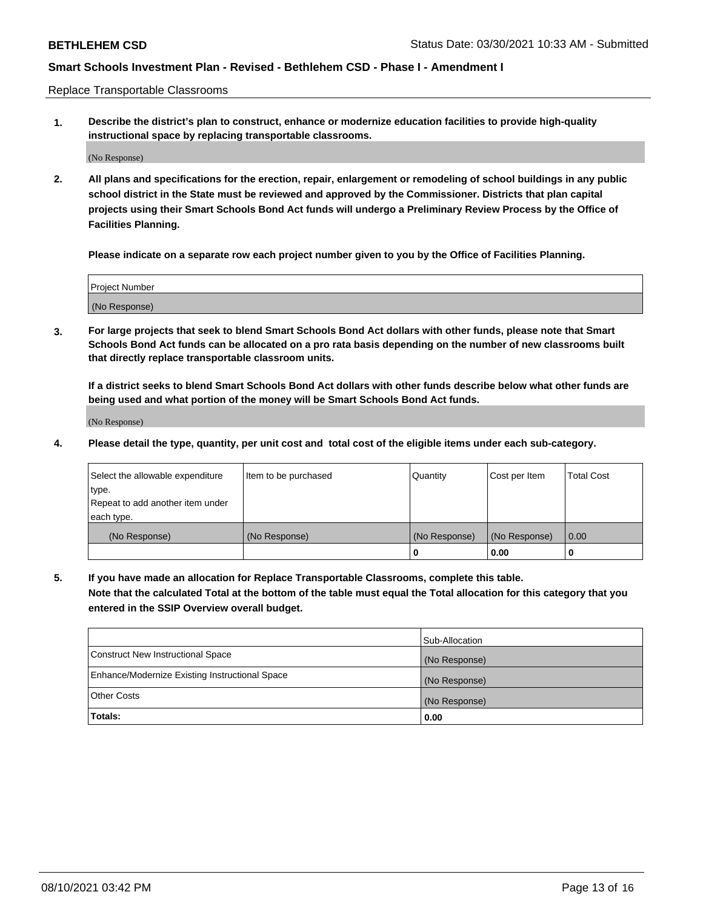Replace Transportable Classrooms

1. **Describe the district's plan to construct, enhance or modernize education facilities to provide high-quality instructional space by replacing transportable classrooms.**

   (No Response)

2. **All plans and specifications for the erection, repair, enlargement or remodeling of school buildings in any public school district in the State must be reviewed and approved by the Commissioner. Districts that plan capital projects using their Smart Schools Bond Act funds will undergo a Preliminary Review Process by the Office of Facilities Planning.**

   **Please indicate on a separate row each project number given to you by the Office of Facilities Planning.**

| Project Number |
|---|
| (No Response) |

3. **For large projects that seek to blend Smart Schools Bond Act dollars with other funds, please note that Smart Schools Bond Act funds can be allocated on a pro rata basis depending on the number of new classrooms built that directly replace transportable classroom units.**

   **If a district seeks to blend Smart Schools Bond Act dollars with other funds describe below what other funds are being used and what portion of the money will be Smart Schools Bond Act funds.**

   (No Response)

4. **Please detail the type, quantity, per unit cost and total cost of the eligible items under each sub-category.**

| Select the allowable expenditure type. Repeat to add another item under each type. | Item to be purchased | Quantity | Cost per Item | Total Cost |
|---|---|---|---|---|
| (No Response) | (No Response) | (No Response) | (No Response) | 0.00 |
| | | **0** | **0.00** | **0** |

5. **If you have made an allocation for Replace Transportable Classrooms, complete this table. Note that the calculated Total at the bottom of the table must equal the Total allocation for this category that you entered in the SSIP Overview overall budget.**

| | Sub-Allocation |
|---|---|
| Construct New Instructional Space | (No Response) |
| Enhance/Modernize Existing Instructional Space | (No Response) |
| Other Costs | (No Response) |
| **Totals:** | **0.00** |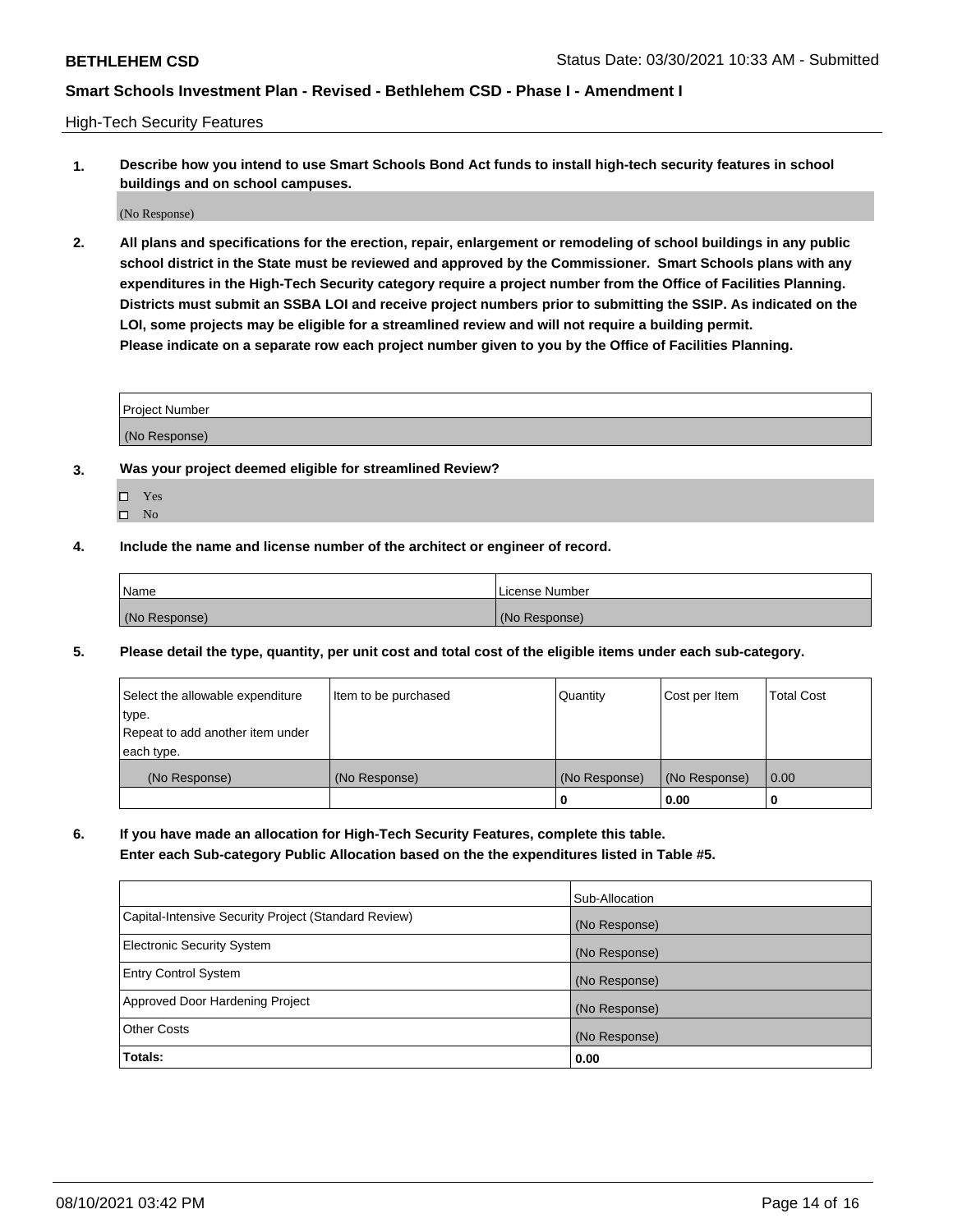High-Tech Security Features

**1. Describe how you intend to use Smart Schools Bond Act funds to install high-tech security features in school buildings and on school campuses.**

(No Response)

**2. All plans and specifications for the erection, repair, enlargement or remodeling of school buildings in any public school district in the State must be reviewed and approved by the Commissioner. Smart Schools plans with any expenditures in the High-Tech Security category require a project number from the Office of Facilities Planning. Districts must submit an SSBA LOI and receive project numbers prior to submitting the SSIP. As indicated on the LOI, some projects may be eligible for a streamlined review and will not require a building permit.**
**Please indicate on a separate row each project number given to you by the Office of Facilities Planning.**

| Project Number |
|---|
| (No Response) |

**3. Was your project deemed eligible for streamlined Review?**

- ☐ Yes
- ☐ No

**4. Include the name and license number of the architect or engineer of record.**

| Name | License Number |
|---|---|
| (No Response) | (No Response) |

**5. Please detail the type, quantity, per unit cost and total cost of the eligible items under each sub-category.**

| Select the allowable expenditure type. Repeat to add another item under each type. | Item to be purchased | Quantity | Cost per Item | Total Cost |
|---|---|---|---|---|
| (No Response) | (No Response) | (No Response) | (No Response) | 0.00 |
| | | 0 | 0.00 | 0 |

**6. If you have made an allocation for High-Tech Security Features, complete this table.**
**Enter each Sub-category Public Allocation based on the the expenditures listed in Table #5.**

| | Sub-Allocation |
|---|---|
| Capital-Intensive Security Project (Standard Review) | (No Response) |
| Electronic Security System | (No Response) |
| Entry Control System | (No Response) |
| Approved Door Hardening Project | (No Response) |
| Other Costs | (No Response) |
| **Totals:** | **0.00** |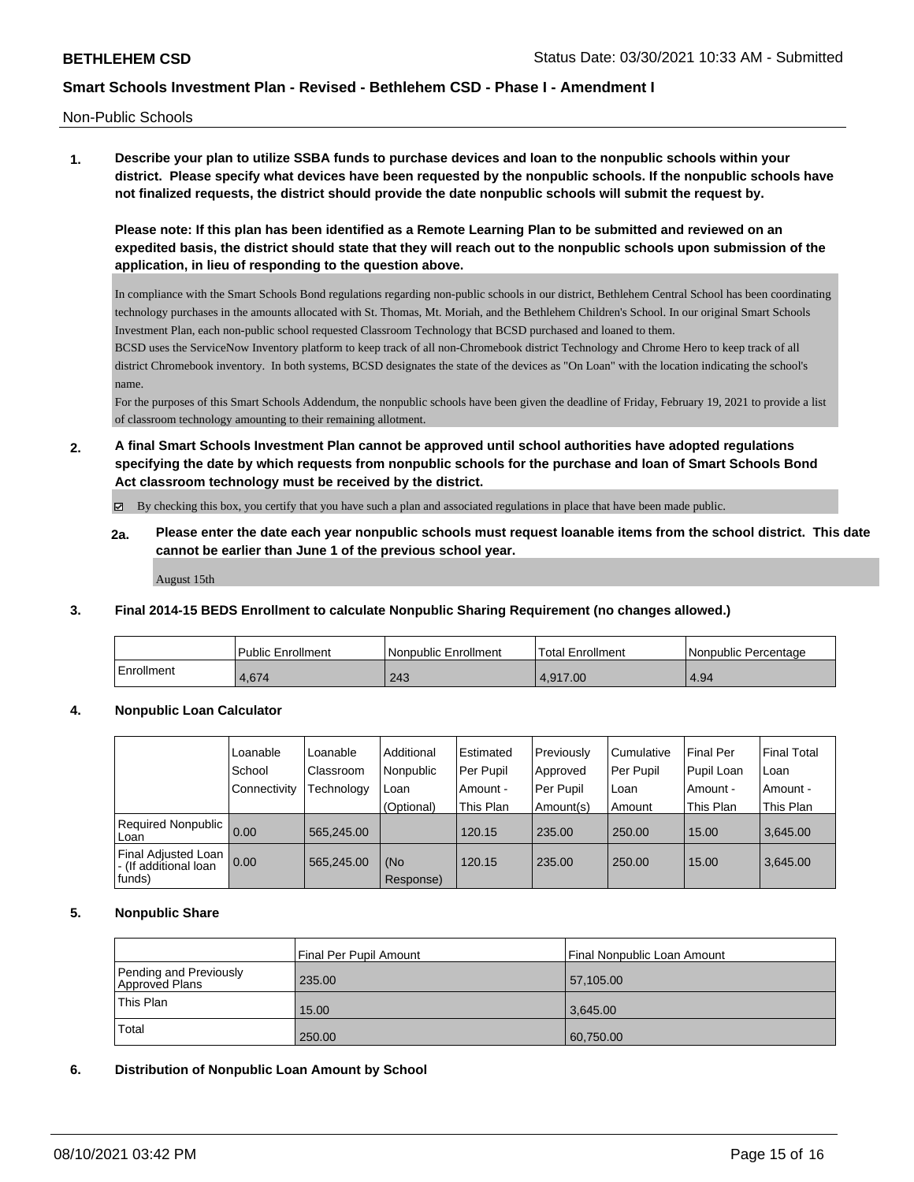Non-Public Schools

**1. Describe your plan to utilize SSBA funds to purchase devices and loan to the nonpublic schools within your district. Please specify what devices have been requested by the nonpublic schools. If the nonpublic schools have not finalized requests, the district should provide the date nonpublic schools will submit the request by.**

**Please note: If this plan has been identified as a Remote Learning Plan to be submitted and reviewed on an expedited basis, the district should state that they will reach out to the nonpublic schools upon submission of the application, in lieu of responding to the question above.**

In compliance with the Smart Schools Bond regulations regarding non-public schools in our district, Bethlehem Central School has been coordinating technology purchases in the amounts allocated with St. Thomas, Mt. Moriah, and the Bethlehem Children's School. In our original Smart Schools Investment Plan, each non-public school requested Classroom Technology that BCSD purchased and loaned to them.
BCSD uses the ServiceNow Inventory platform to keep track of all non-Chromebook district Technology and Chrome Hero to keep track of all district Chromebook inventory. In both systems, BCSD designates the state of the devices as "On Loan" with the location indicating the school's name.
For the purposes of this Smart Schools Addendum, the nonpublic schools have been given the deadline of Friday, February 19, 2021 to provide a list of classroom technology amounting to their remaining allotment.

**2. A final Smart Schools Investment Plan cannot be approved until school authorities have adopted regulations specifying the date by which requests from nonpublic schools for the purchase and loan of Smart Schools Bond Act classroom technology must be received by the district.**

☑ By checking this box, you certify that you have such a plan and associated regulations in place that have been made public.

**2a. Please enter the date each year nonpublic schools must request loanable items from the school district. This date cannot be earlier than June 1 of the previous school year.**

August 15th

**3. Final 2014-15 BEDS Enrollment to calculate Nonpublic Sharing Requirement (no changes allowed.)**

| | Public Enrollment | Nonpublic Enrollment | Total Enrollment | Nonpublic Percentage |
|---|---|---|---|---|
| Enrollment | 4,674 | 243 | 4,917.00 | 4.94 |

**4. Nonpublic Loan Calculator**

| | Loanable School Connectivity | Loanable Classroom Technology | Additional Nonpublic Loan (Optional) | Estimated Per Pupil Amount - This Plan | Previously Approved Per Pupil Amount(s) | Cumulative Per Pupil Loan Amount | Final Per Pupil Loan Amount - This Plan | Final Total Loan Amount - This Plan |
|---|---|---|---|---|---|---|---|---|
| Required Nonpublic Loan | 0.00 | 565,245.00 | | 120.15 | 235.00 | 250.00 | 15.00 | 3,645.00 |
| Final Adjusted Loan - (If additional loan funds) | 0.00 | 565,245.00 | (No Response) | 120.15 | 235.00 | 250.00 | 15.00 | 3,645.00 |

**5. Nonpublic Share**

| | Final Per Pupil Amount | Final Nonpublic Loan Amount |
|---|---|---|
| Pending and Previously Approved Plans | 235.00 | 57,105.00 |
| This Plan | 15.00 | 3,645.00 |
| Total | 250.00 | 60,750.00 |

**6. Distribution of Nonpublic Loan Amount by School**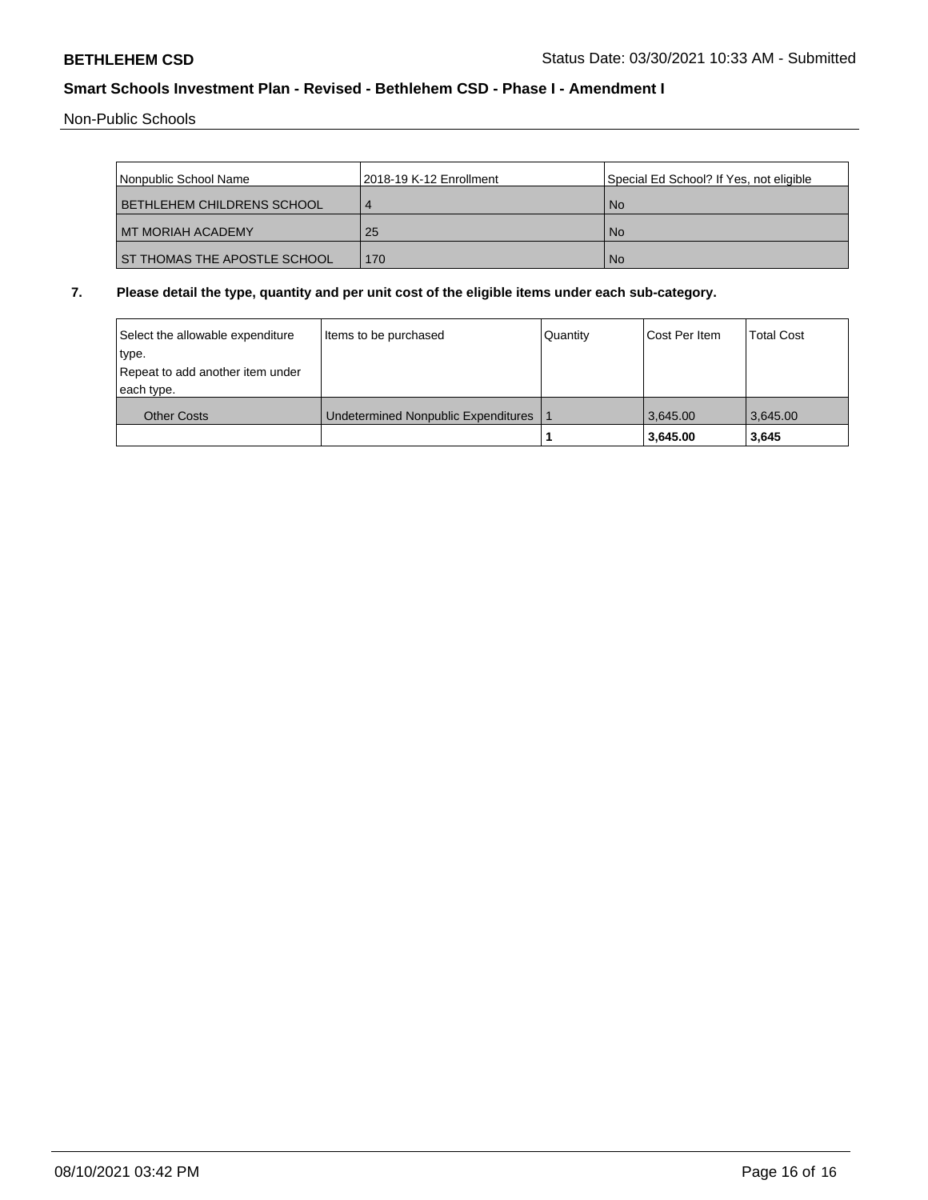Non-Public Schools

| Nonpublic School Name | 2018-19 K-12 Enrollment | Special Ed School? If Yes, not eligible |
|---|---|---|
| BETHLEHEM CHILDRENS SCHOOL | 4 | No |
| MT MORIAH ACADEMY | 25 | No |
| ST THOMAS THE APOSTLE SCHOOL | 170 | No |

**7. Please detail the type, quantity and per unit cost of the eligible items under each sub-category.**

| Select the allowable expenditure type. Repeat to add another item under each type. | Items to be purchased | Quantity | Cost Per Item | Total Cost |
|---|---|---|---|---|
| Other Costs | Undetermined Nonpublic Expenditures | 1 | 3,645.00 | 3,645.00 |
| | | **1** | **3,645.00** | **3,645** |